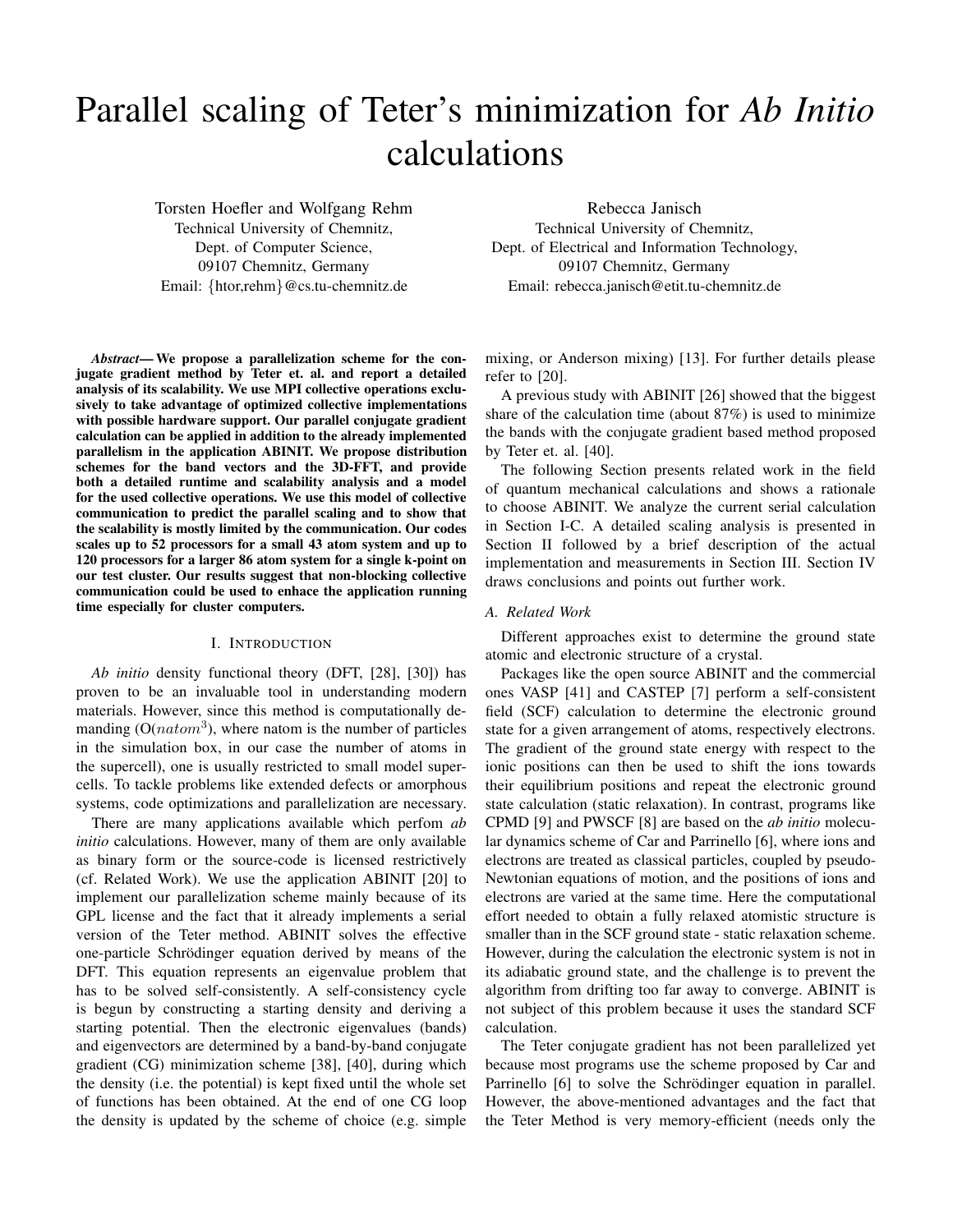# Parallel scaling of Teter's minimization for *Ab Initio* calculations

Torsten Hoefler and Wolfgang Rehm
Technical University of Chemnitz,
Dept. of Computer Science,
09107 Chemnitz, Germany
Email: {htor,rehm}@cs.tu-chemnitz.de

Rebecca Janisch
Technical University of Chemnitz,
Dept. of Electrical and Information Technology,
09107 Chemnitz, Germany
Email: rebecca.janisch@etit.tu-chemnitz.de

***Abstract*— We propose a parallelization scheme for the conjugate gradient method by Teter et. al. and report a detailed analysis of its scalability. We use MPI collective operations exclusively to take advantage of optimized collective implementations with possible hardware support. Our parallel conjugate gradient calculation can be applied in addition to the already implemented parallelism in the application ABINIT. We propose distribution schemes for the band vectors and the 3D-FFT, and provide both a detailed runtime and scalability analysis and a model for the used collective operations. We use this model of collective communication to predict the parallel scaling and to show that the scalability is mostly limited by the communication. Our codes scales up to 52 processors for a small 43 atom system and up to 120 processors for a larger 86 atom system for a single k-point on our test cluster. Our results suggest that non-blocking collective communication could be used to enhace the application running time especially for cluster computers.**

## I. Introduction

*Ab initio* density functional theory (DFT, [28], [30]) has proven to be an invaluable tool in understanding modern materials. However, since this method is computationally demanding (O($natom^3$), where natom is the number of particles in the simulation box, in our case the number of atoms in the supercell), one is usually restricted to small model supercells. To tackle problems like extended defects or amorphous systems, code optimizations and parallelization are necessary.

There are many applications available which perfom *ab initio* calculations. However, many of them are only available as binary form or the source-code is licensed restrictively (cf. Related Work). We use the application ABINIT [20] to implement our parallelization scheme mainly because of its GPL license and the fact that it already implements a serial version of the Teter method. ABINIT solves the effective one-particle Schrödinger equation derived by means of the DFT. This equation represents an eigenvalue problem that has to be solved self-consistently. A self-consistency cycle is begun by constructing a starting density and deriving a starting potential. Then the electronic eigenvalues (bands) and eigenvectors are determined by a band-by-band conjugate gradient (CG) minimization scheme [38], [40], during which the density (i.e. the potential) is kept fixed until the whole set of functions has been obtained. At the end of one CG loop the density is updated by the scheme of choice (e.g. simple mixing, or Anderson mixing) [13]. For further details please refer to [20].

A previous study with ABINIT [26] showed that the biggest share of the calculation time (about 87%) is used to minimize the bands with the conjugate gradient based method proposed by Teter et. al. [40].

The following Section presents related work in the field of quantum mechanical calculations and shows a rationale to choose ABINIT. We analyze the current serial calculation in Section I-C. A detailed scaling analysis is presented in Section II followed by a brief description of the actual implementation and measurements in Section III. Section IV draws conclusions and points out further work.

### A. Related Work

Different approaches exist to determine the ground state atomic and electronic structure of a crystal.

Packages like the open source ABINIT and the commercial ones VASP [41] and CASTEP [7] perform a self-consistent field (SCF) calculation to determine the electronic ground state for a given arrangement of atoms, respectively electrons. The gradient of the ground state energy with respect to the ionic positions can then be used to shift the ions towards their equilibrium positions and repeat the electronic ground state calculation (static relaxation). In contrast, programs like CPMD [9] and PWSCF [8] are based on the *ab initio* molecular dynamics scheme of Car and Parrinello [6], where ions and electrons are treated as classical particles, coupled by pseudo-Newtonian equations of motion, and the positions of ions and electrons are varied at the same time. Here the computational effort needed to obtain a fully relaxed atomistic structure is smaller than in the SCF ground state - static relaxation scheme. However, during the calculation the electronic system is not in its adiabatic ground state, and the challenge is to prevent the algorithm from drifting too far away to converge. ABINIT is not subject of this problem because it uses the standard SCF calculation.

The Teter conjugate gradient has not been parallelized yet because most programs use the scheme proposed by Car and Parrinello [6] to solve the Schrödinger equation in parallel. However, the above-mentioned advantages and the fact that the Teter Method is very memory-efficient (needs only the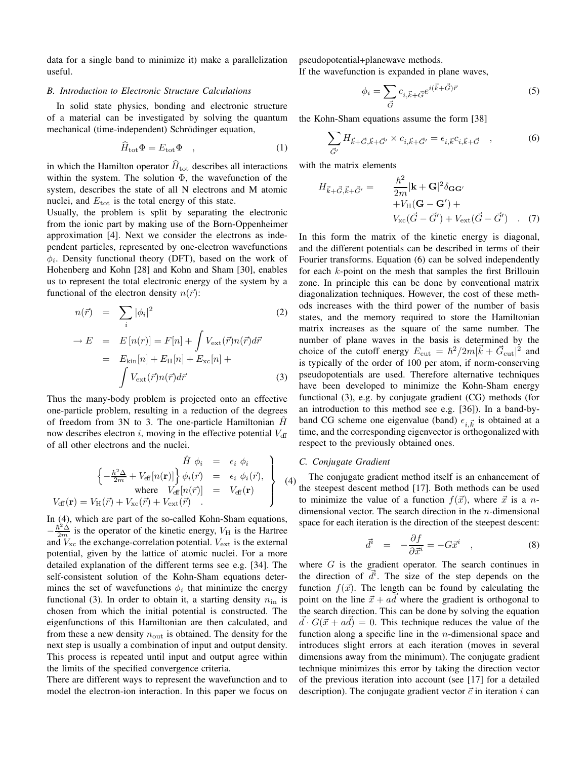data for a single band to minimize it) make a parallelization useful.

### B. Introduction to Electronic Structure Calculations

In solid state physics, bonding and electronic structure of a material can be investigated by solving the quantum mechanical (time-independent) Schrödinger equation,

$$\widehat{H}_{\mathrm{tot}}\Phi = E_{\mathrm{tot}}\Phi \quad , \tag{1}$$

in which the Hamilton operator $\widehat{H}_{\mathrm{tot}}$ describes all interactions within the system. The solution $\Phi$, the wavefunction of the system, describes the state of all N electrons and M atomic nuclei, and $E_{\mathrm{tot}}$ is the total energy of this state.
Usually, the problem is split by separating the electronic from the ionic part by making use of the Born-Oppenheimer approximation [4]. Next we consider the electrons as independent particles, represented by one-electron wavefunctions $\phi_i$. Density functional theory (DFT), based on the work of Hohenberg and Kohn [28] and Kohn and Sham [30], enables us to represent the total electronic energy of the system by a functional of the electron density $n(\vec{r})$:

$$n(\vec{r}) = \sum_i |\phi_i|^2 \tag{2}$$

$$\begin{aligned} \rightarrow E &= E\left[n(r)\right] = F[n] + \int V_{\mathrm{ext}}(\vec{r})n(\vec{r})d\vec{r} \\ &= E_{\mathrm{kin}}[n] + E_{\mathrm{H}}[n] + E_{\mathrm{xc}}[n] + \\ & \int V_{\mathrm{ext}}(\vec{r})n(\vec{r})d\vec{r} \end{aligned} \tag{3}$$

Thus the many-body problem is projected onto an effective one-particle problem, resulting in a reduction of the degrees of freedom from 3N to 3. The one-particle Hamiltonian $\hat{H}$ now describes electron $i$, moving in the effective potential $V_{\mathrm{eff}}$ of all other electrons and the nuclei.

$$\left.\begin{aligned} \hat{H}\ \phi_i &= \epsilon_i\ \phi_i \\ \left\{-\frac{\hbar^2\Delta}{2m} + V_{\mathrm{eff}}[n(\mathbf{r})]\right\}\phi_i(\vec{r}) &= \epsilon_i\ \phi_i(\vec{r}), \\ \text{where}\quad V_{\mathrm{eff}}[n(\vec{r})] &= V_{\mathrm{eff}}(\mathbf{r}) \\ V_{\mathrm{eff}}(\mathbf{r}) = V_{\mathrm{H}}(\vec{r}) + V_{\mathrm{xc}}(\vec{r}) + V_{\mathrm{ext}}(\vec{r}) & \quad . \end{aligned}\right\} \tag{4}$$

In (4), which are part of the so-called Kohn-Sham equations, $-\frac{\hbar^2\Delta}{2m}$ is the operator of the kinetic energy, $V_{\mathrm{H}}$ is the Hartree and $V_{\mathrm{xc}}$ the exchange-correlation potential. $V_{\mathrm{ext}}$ is the external potential, given by the lattice of atomic nuclei. For a more detailed explanation of the different terms see e.g. [34]. The self-consistent solution of the Kohn-Sham equations determines the set of wavefunctions $\phi_i$ that minimize the energy functional (3). In order to obtain it, a starting density $n_{\mathrm{in}}$ is chosen from which the initial potential is constructed. The eigenfunctions of this Hamiltonian are then calculated, and from these a new density $n_{\mathrm{out}}$ is obtained. The density for the next step is usually a combination of input and output density. This process is repeated until input and output agree within the limits of the specified convergence criteria.
There are different ways to represent the wavefunction and to model the electron-ion interaction. In this paper we focus on pseudopotential+planewave methods.
If the wavefunction is expanded in plane waves,

$$\phi_i = \sum_{\vec{G}} c_{i,\vec{k}+\vec{G}} e^{i(\vec{k}+\vec{G})\vec{r}} \tag{5}$$

the Kohn-Sham equations assume the form [38]

$$\sum_{\vec{G}'} H_{\vec{k}+\vec{G},\vec{k}+\vec{G}'} \times c_{i,\vec{k}+\vec{G}'} = \epsilon_{i,\vec{k}} c_{i,\vec{k}+\vec{G}} \quad , \tag{6}$$

with the matrix elements

$$\begin{aligned} H_{\vec{k}+\vec{G},\vec{k}+\vec{G}'} = \quad & \frac{\hbar^2}{2m}|\mathbf{k}+\mathbf{G}|^2\delta_{\mathbf{G}\mathbf{G}'} \\ & + V_{\mathrm{H}}(\mathbf{G}-\mathbf{G}') + \\ & V_{\mathrm{xc}}(\vec{G}-\vec{G}') + V_{\mathrm{ext}}(\vec{G}-\vec{G}') \quad . \end{aligned} \tag{7}$$

In this form the matrix of the kinetic energy is diagonal, and the different potentials can be described in terms of their Fourier transforms. Equation (6) can be solved independently for each $k$-point on the mesh that samples the first Brillouin zone. In principle this can be done by conventional matrix diagonalization techniques. However, the cost of these methods increases with the third power of the number of basis states, and the memory required to store the Hamiltonian matrix increases as the square of the same number. The number of plane waves in the basis is determined by the choice of the cutoff energy $E_{\mathrm{cut}} = \hbar^2/2m|\vec{k}+\vec{G}_{\mathrm{cut}}|^2$ and is typically of the order of 100 per atom, if norm-conserving pseudopotentials are used. Therefore alternative techniques have been developed to minimize the Kohn-Sham energy functional (3), e.g. by conjugate gradient (CG) methods (for an introduction to this method see e.g. [36]). In a band-by-band CG scheme one eigenvalue (band) $\epsilon_{i,\vec{k}}$ is obtained at a time, and the corresponding eigenvector is orthogonalized with respect to the previously obtained ones.

### C. Conjugate Gradient

The conjugate gradient method itself is an enhancement of the steepest descent method [17]. Both methods can be used to minimize the value of a function $f(\vec{x})$, where $\vec{x}$ is a $n$-dimensional vector. The search direction in the $n$-dimensional space for each iteration is the direction of the steepest descent:

$$\vec{d^i} \quad = \quad -\frac{\partial f}{\partial \vec{x^i}} = -G\vec{x^i} \quad , \tag{8}$$

where $G$ is the gradient operator. The search continues in the direction of $\vec{d^i}$. The size of the step depends on the function $f(\vec{x})$. The length can be found by calculating the point on the line $\vec{x}+a\vec{d}$ where the gradient is orthogonal to the search direction. This can be done by solving the equation $\vec{d}\cdot G(\vec{x}+a\vec{d}) = 0$. This technique reduces the value of the function along a specific line in the $n$-dimensional space and introduces slight errors at each iteration (moves in several dimensions away from the minimum). The conjugate gradient technique minimizes this error by taking the direction vector of the previous iteration into account (see [17] for a detailed description). The conjugate gradient vector $\vec{c}$ in iteration $i$ can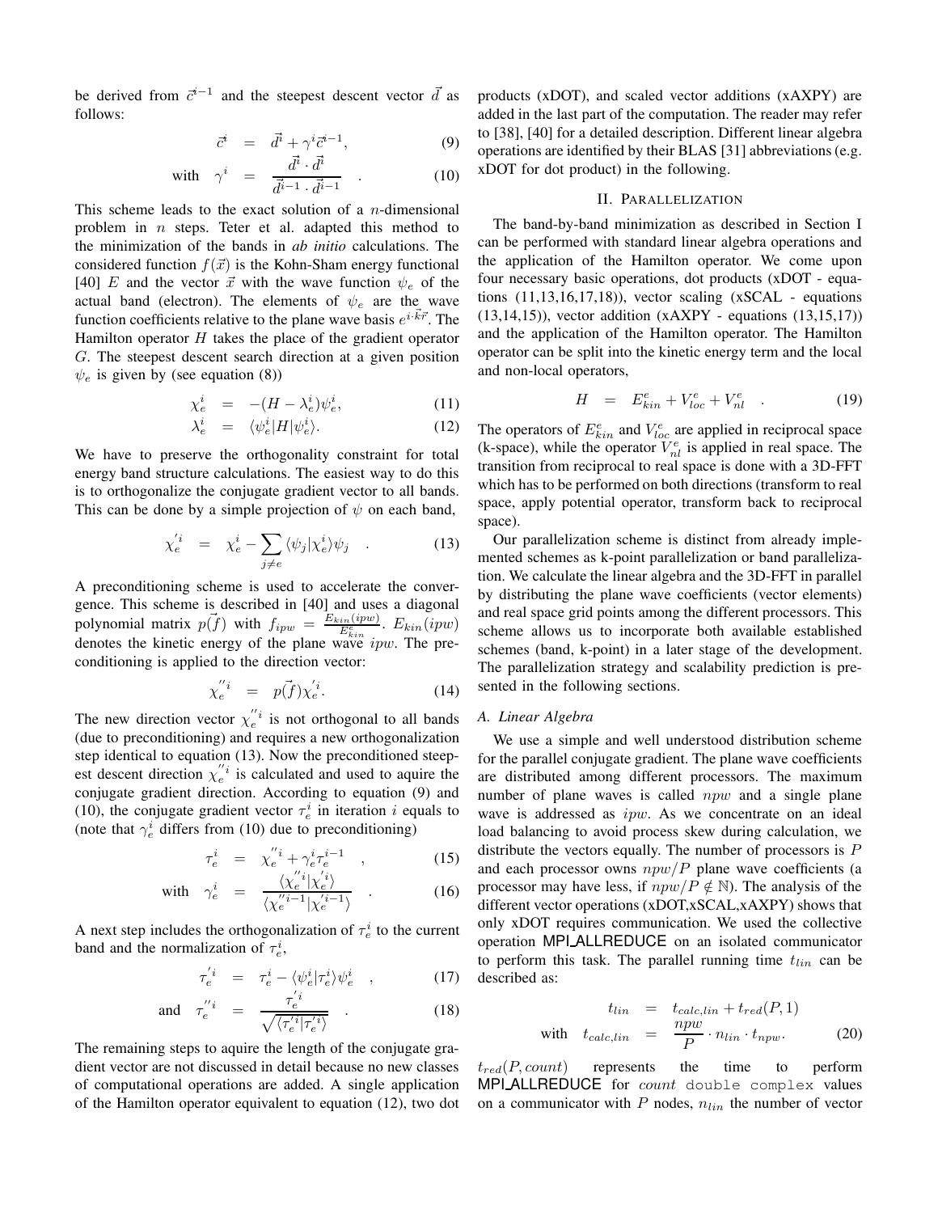be derived from $\vec{c}^{i-1}$ and the steepest descent vector $\vec{d}$ as follows:

$$\vec{c}^{i} = \vec{d}^{i} + \gamma^{i}\vec{c}^{i-1}, \tag{9}$$

$$\text{with} \quad \gamma^{i} = \frac{\vec{d}^{i} \cdot \vec{d}^{i}}{\vec{d}^{i-1} \cdot \vec{d}^{i-1}} \quad . \tag{10}$$

This scheme leads to the exact solution of a $n$-dimensional problem in $n$ steps. Teter et al. adapted this method to the minimization of the bands in *ab initio* calculations. The considered function $f(\vec{x})$ is the Kohn-Sham energy functional [40] $E$ and the vector $\vec{x}$ with the wave function $\psi_e$ of the actual band (electron). The elements of $\psi_e$ are the wave function coefficients relative to the plane wave basis $e^{i \cdot \vec{k}\vec{r}}$. The Hamilton operator $H$ takes the place of the gradient operator $G$. The steepest descent search direction at a given position $\psi_e$ is given by (see equation (8))

$$\chi_e^i = -(H - \lambda_e^i)\psi_e^i, \tag{11}$$

$$\lambda_e^i = \langle \psi_e^i | H | \psi_e^i \rangle. \tag{12}$$

We have to preserve the orthogonality constraint for total energy band structure calculations. The easiest way to do this is to orthogonalize the conjugate gradient vector to all bands. This can be done by a simple projection of $\psi$ on each band,

$$\chi_e^{'i} = \chi_e^i - \sum_{j \neq e} \langle \psi_j | \chi_e^i \rangle \psi_j \quad . \tag{13}$$

A preconditioning scheme is used to accelerate the convergence. This scheme is described in [40] and uses a diagonal polynomial matrix $p(\vec{f})$ with $f_{ipw} = \frac{E_{kin}(ipw)}{E_{kin}^e}$. $E_{kin}(ipw)$ denotes the kinetic energy of the plane wave $ipw$. The preconditioning is applied to the direction vector:

$$\chi_e^{''i} = p(\vec{f})\chi_e^{'i}. \tag{14}$$

The new direction vector $\chi_e^{''i}$ is not orthogonal to all bands (due to preconditioning) and requires a new orthogonalization step identical to equation (13). Now the preconditioned steepest descent direction $\chi_e^{''i}$ is calculated and used to aquire the conjugate gradient direction. According to equation (9) and (10), the conjugate gradient vector $\tau_e^i$ in iteration $i$ equals to (note that $\gamma_e^i$ differs from (10) due to preconditioning)

$$\tau_e^i = \chi_e^{''i} + \gamma_e^i \tau_e^{i-1} \quad , \tag{15}$$

$$\text{with} \quad \gamma_e^i = \frac{\langle \chi_e^{''i} | \chi_e^{'i} \rangle}{\langle \chi_e^{''i-1} | \chi_e^{'i-1} \rangle} \quad . \tag{16}$$

A next step includes the orthogonalization of $\tau_e^i$ to the current band and the normalization of $\tau_e^i$,

$$\tau_e^{'i} = \tau_e^i - \langle \psi_e^i | \tau_e^i \rangle \psi_e^i \quad , \tag{17}$$

$$\text{and} \quad \tau_e^{''i} = \frac{\tau_e^{'i}}{\sqrt{\langle \tau_e^{'i} | \tau_e^{'i} \rangle}} \quad . \tag{18}$$

The remaining steps to aquire the length of the conjugate gradient vector are not discussed in detail because no new classes of computational operations are added. A single application of the Hamilton operator equivalent to equation (12), two dot products (xDOT), and scaled vector additions (xAXPY) are added in the last part of the computation. The reader may refer to [38], [40] for a detailed description. Different linear algebra operations are identified by their BLAS [31] abbreviations (e.g. xDOT for dot product) in the following.

## II. Parallelization

The band-by-band minimization as described in Section I can be performed with standard linear algebra operations and the application of the Hamilton operator. We come upon four necessary basic operations, dot products (xDOT - equations (11,13,16,17,18)), vector scaling (xSCAL - equations (13,14,15)), vector addition (xAXPY - equations (13,15,17)) and the application of the Hamilton operator. The Hamilton operator can be split into the kinetic energy term and the local and non-local operators,

$$H = E_{kin}^e + V_{loc}^e + V_{nl}^e \quad . \tag{19}$$

The operators of $E_{kin}^e$ and $V_{loc}^e$ are applied in reciprocal space (k-space), while the operator $V_{nl}^e$ is applied in real space. The transition from reciprocal to real space is done with a 3D-FFT which has to be performed on both directions (transform to real space, apply potential operator, transform back to reciprocal space).

Our parallelization scheme is distinct from already implemented schemes as k-point parallelization or band parallelization. We calculate the linear algebra and the 3D-FFT in parallel by distributing the plane wave coefficients (vector elements) and real space grid points among the different processors. This scheme allows us to incorporate both available established schemes (band, k-point) in a later stage of the development. The parallelization strategy and scalability prediction is presented in the following sections.

### A. Linear Algebra

We use a simple and well understood distribution scheme for the parallel conjugate gradient. The plane wave coefficients are distributed among different processors. The maximum number of plane waves is called $npw$ and a single plane wave is addressed as $ipw$. As we concentrate on an ideal load balancing to avoid process skew during calculation, we distribute the vectors equally. The number of processors is $P$ and each processor owns $npw/P$ plane wave coefficients (a processor may have less, if $npw/P \notin \mathbb{N}$). The analysis of the different vector operations (xDOT,xSCAL,xAXPY) shows that only xDOT requires communication. We used the collective operation MPI_ALLREDUCE on an isolated communicator to perform this task. The parallel running time $t_{lin}$ can be described as:

$$t_{lin} = t_{calc,lin} + t_{red}(P, 1)$$

$$\text{with} \quad t_{calc,lin} = \frac{npw}{P} \cdot n_{lin} \cdot t_{npw}. \tag{20}$$

$t_{red}(P, count)$ represents the time to perform MPI_ALLREDUCE for $count$ `double complex` values on a communicator with $P$ nodes, $n_{lin}$ the number of vector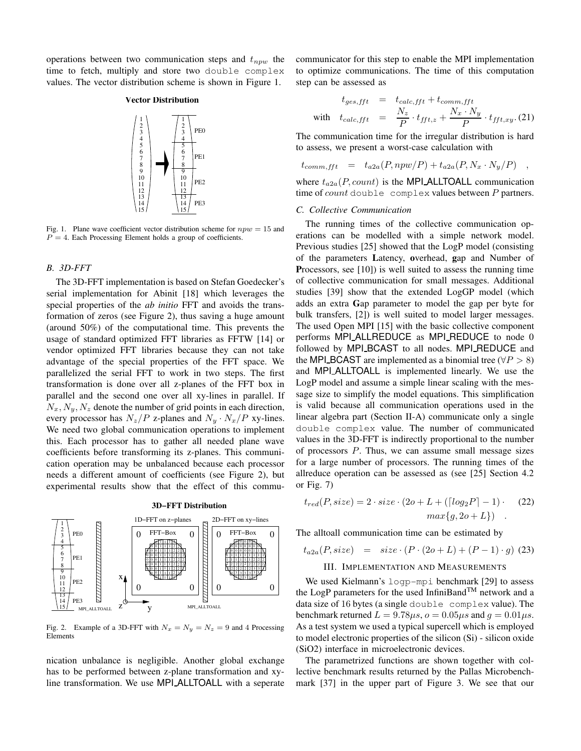operations between two communication steps and $t_{npw}$ the time to fetch, multiply and store two `double complex` values. The vector distribution scheme is shown in Figure 1.

Fig. 1. Plane wave coefficient vector distribution scheme for $npw = 15$ and $P = 4$. Each Processing Element holds a group of coefficients.

### B. 3D-FFT

The 3D-FFT implementation is based on Stefan Goedecker's serial implementation for Abinit [18] which leverages the special properties of the *ab initio* FFT and avoids the transformation of zeros (see Figure 2), thus saving a huge amount (around 50%) of the computational time. This prevents the usage of standard optimized FFT libraries as FFTW [14] or vendor optimized FFT libraries because they can not take advantage of the special properties of the FFT space. We parallelized the serial FFT to work in two steps. The first transformation is done over all z-planes of the FFT box in parallel and the second one over all xy-lines in parallel. If $N_x, N_y, N_z$ denote the number of grid points in each direction, every processor has $N_z/P$ z-planes and $N_y \cdot N_x/P$ xy-lines. We need two global communication operations to implement this. Each processor has to gather all needed plane wave coefficients before transforming its z-planes. This communication operation may be unbalanced because each processor needs a different amount of coefficients (see Figure 2), but experimental results show that the effect of this communication unbalance is negligible. Another global exchange has to be performed between z-plane transformation and xy-line transformation. We use MPI_ALLTOALL with a seperate communicator for this step to enable the MPI implementation to optimize communications. The time of this computation step can be assessed as

Fig. 2. Example of a 3D-FFT with $N_x = N_y = N_z = 9$ and 4 Processing Elements

$$
\begin{aligned}
t_{ges,fft} &= t_{calc,fft} + t_{comm,fft} \\
\text{with} \quad t_{calc,fft} &= \frac{N_z}{P} \cdot t_{fft,z} + \frac{N_x \cdot N_y}{P} \cdot t_{fft,xy}. \quad (21)
\end{aligned}
$$

The communication time for the irregular distribution is hard to assess, we present a worst-case calculation with

$$
t_{comm,fft} = t_{a2a}(P, npw/P) + t_{a2a}(P, N_x \cdot N_y/P) \quad ,
$$

where $t_{a2a}(P, count)$ is the MPI_ALLTOALL communication time of $count$ `double complex` values between $P$ partners.

### C. Collective Communication

The running times of the collective communication operations can be modelled with a simple network model. Previous studies [25] showed that the LogP model (consisting of the parameters **L**atency, **o**verhead, **g**ap and Number of **P**rocessors, see [10]) is well suited to assess the running time of collective communication for small messages. Additional studies [39] show that the extended LogGP model (which adds an extra **G**ap parameter to model the gap per byte for bulk transfers, [2]) is well suited to model larger messages. The used Open MPI [15] with the basic collective component performs MPI_ALLREDUCE as MPI_REDUCE to node 0 followed by MPI_BCAST to all nodes. MPI_REDUCE and the MPI_BCAST are implemented as a binomial tree ($\forall P > 8$) and MPI_ALLTOALL is implemented linearly. We use the LogP model and assume a simple linear scaling with the message size to simplify the model equations. This simplification is valid because all communication operations used in the linear algebra part (Section II-A) communicate only a single `double complex` value. The number of communicated values in the 3D-FFT is indirectly proportional to the number of processors $P$. Thus, we can assume small message sizes for a large number of processors. The running times of the allreduce operation can be assessed as (see [25] Section 4.2 or Fig. 7)

$$
t_{red}(P, size) = 2 \cdot size \cdot (2o + L + (\lceil log_2 P \rceil - 1) \cdot max\{g, 2o + L\}) \quad . \quad (22)
$$

The alltoall communication time can be estimated by

$$
t_{a2a}(P, size) = size \cdot (P \cdot (2o + L) + (P - 1) \cdot g) \quad (23)
$$

## III. Implementation and Measurements

We used Kielmann's `logp-mpi` benchmark [29] to assess the LogP parameters for the used InfiniBand™ network and a data size of 16 bytes (a single `double complex` value). The benchmark returned $L = 9.78\mu s$, $o = 0.05\mu s$ and $g = 0.01\mu s$. As a test system we used a typical supercell which is employed to model electronic properties of the silicon (Si) - silicon oxide (SiO2) interface in microelectronic devices.

The parametrized functions are shown together with collective benchmark results returned by the Pallas Microbenchmark [37] in the upper part of Figure 3. We see that our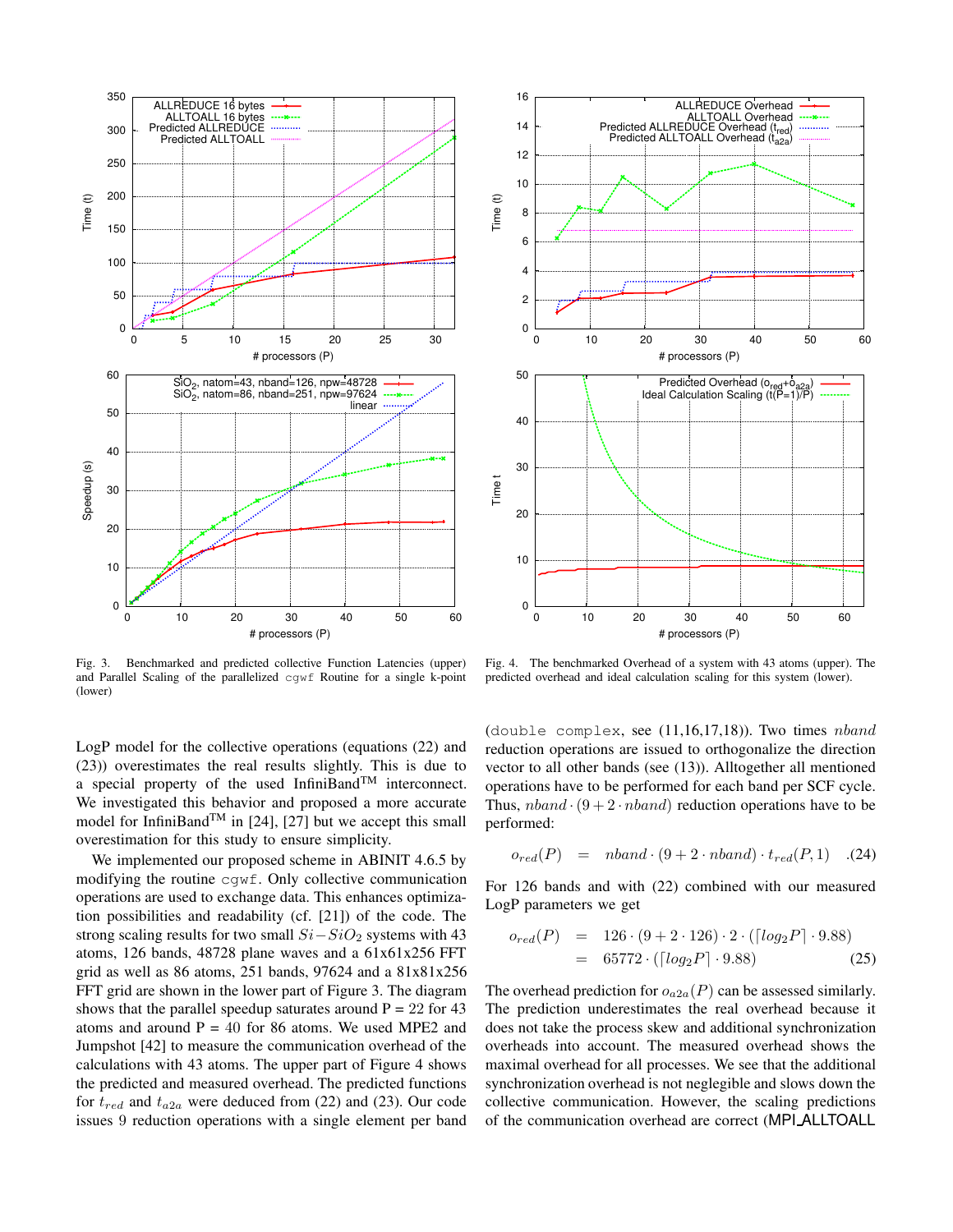Fig. 3. Benchmarked and predicted collective Function Latencies (upper) and Parallel Scaling of the parallelized cgwf Routine for a single k-point (lower)

Fig. 4. The benchmarked Overhead of a system with 43 atoms (upper). The predicted overhead and ideal calculation scaling for this system (lower).

LogP model for the collective operations (equations (22) and (23)) overestimates the real results slightly. This is due to a special property of the used InfiniBand™ interconnect. We investigated this behavior and proposed a more accurate model for InfiniBand™ in [24], [27] but we accept this small overestimation for this study to ensure simplicity.

We implemented our proposed scheme in ABINIT 4.6.5 by modifying the routine cgwf. Only collective communication operations are used to exchange data. This enhances optimization possibilities and readability (cf. [21]) of the code. The strong scaling results for two small $Si-SiO_2$ systems with 43 atoms, 126 bands, 48728 plane waves and a 61x61x256 FFT grid as well as 86 atoms, 251 bands, 97624 and a 81x81x256 FFT grid are shown in the lower part of Figure 3. The diagram shows that the parallel speedup saturates around P = 22 for 43 atoms and around P = 40 for 86 atoms. We used MPE2 and Jumpshot [42] to measure the communication overhead of the calculations with 43 atoms. The upper part of Figure 4 shows the predicted and measured overhead. The predicted functions for $t_{red}$ and $t_{a2a}$ were deduced from (22) and (23). Our code issues 9 reduction operations with a single element per band (double complex, see (11,16,17,18)). Two times $nband$ reduction operations are issued to orthogonalize the direction vector to all other bands (see (13)). Alltogether all mentioned operations have to be performed for each band per SCF cycle. Thus, $nband \cdot (9 + 2 \cdot nband)$ reduction operations have to be performed:

$$o_{red}(P) \quad = \quad nband \cdot (9 + 2 \cdot nband) \cdot t_{red}(P, 1) \quad . \tag{24}$$

For 126 bands and with (22) combined with our measured LogP parameters we get

$$\begin{aligned} o_{red}(P) &= 126 \cdot (9 + 2 \cdot 126) \cdot 2 \cdot (\lceil log_2 P \rceil \cdot 9.88) \\ &= 65772 \cdot (\lceil log_2 P \rceil \cdot 9.88) \end{aligned} \tag{25}$$

The overhead prediction for $o_{a2a}(P)$ can be assessed similarly. The prediction underestimates the real overhead because it does not take the process skew and additional synchronization overheads into account. The measured overhead shows the maximal overhead for all processes. We see that the additional synchronization overhead is not neglegible and slows down the collective communication. However, the scaling predictions of the communication overhead are correct (MPI_ALLTOALL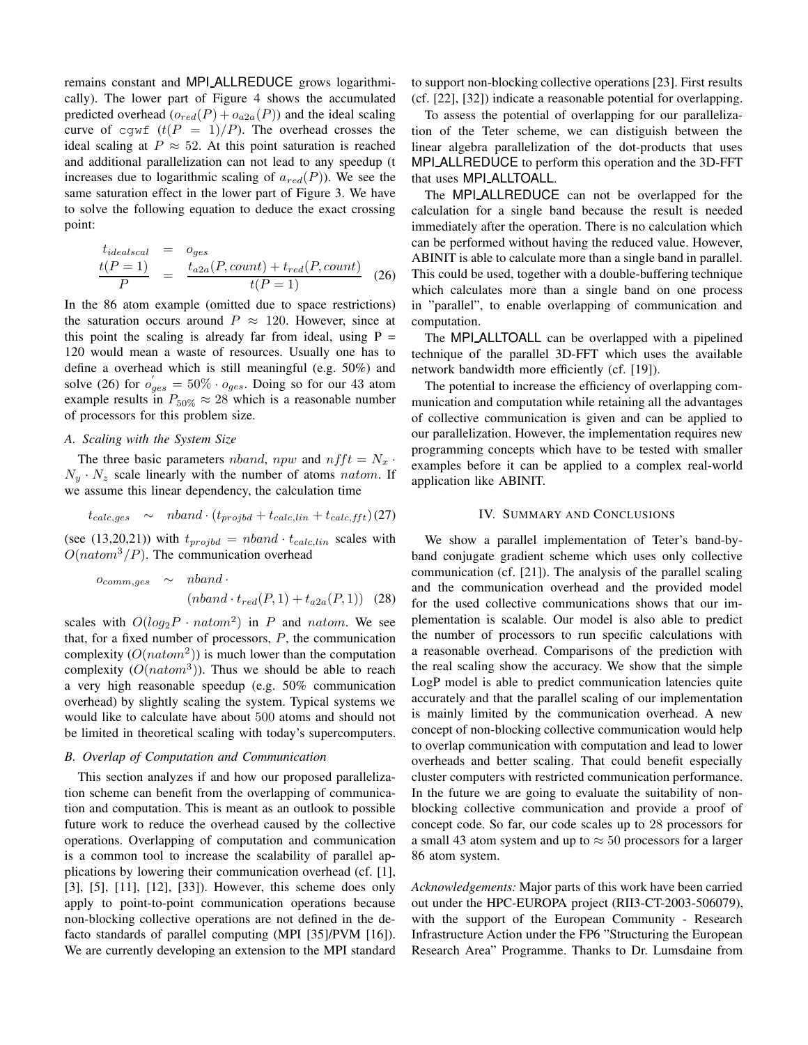remains constant and MPI_ALLREDUCE grows logarithmically). The lower part of Figure 4 shows the accumulated predicted overhead ($o_{red}(P) + o_{a2a}(P)$) and the ideal scaling curve of `cgwf` ($t(P = 1)/P$). The overhead crosses the ideal scaling at $P \approx 52$. At this point saturation is reached and additional parallelization can not lead to any speedup (t increases due to logarithmic scaling of $a_{red}(P)$). We see the same saturation effect in the lower part of Figure 3. We have to solve the following equation to deduce the exact crossing point:

$$
\begin{aligned}
t_{idealscal} &= o_{ges} \\
\frac{t(P=1)}{P} &= \frac{t_{a2a}(P, count) + t_{red}(P, count)}{t(P=1)}
\end{aligned} \quad (26)
$$

In the 86 atom example (omitted due to space restrictions) the saturation occurs around $P \approx 120$. However, since at this point the scaling is already far from ideal, using P = 120 would mean a waste of resources. Usually one has to define a overhead which is still meaningful (e.g. 50%) and solve (26) for $o_{ges}^{'} = 50\% \cdot o_{ges}$. Doing so for our 43 atom example results in $P_{50\%} \approx 28$ which is a reasonable number of processors for this problem size.

### A. Scaling with the System Size

The three basic parameters $nband$, $npw$ and $nfft = N_x \cdot N_y \cdot N_z$ scale linearly with the number of atoms $natom$. If we assume this linear dependency, the calculation time

$$
t_{calc,ges} \sim nband \cdot (t_{projbd} + t_{calc,lin} + t_{calc,fft}) \quad (27)
$$

(see (13,20,21)) with $t_{projbd} = nband \cdot t_{calc,lin}$ scales with $O(natom^3/P)$. The communication overhead

$$
o_{comm,ges} \sim nband \cdot (nband \cdot t_{red}(P,1) + t_{a2a}(P,1)) \quad (28)
$$

scales with $O(log_2 P \cdot natom^2)$ in $P$ and $natom$. We see that, for a fixed number of processors, $P$, the communication complexity ($O(natom^2)$) is much lower than the computation complexity ($O(natom^3)$). Thus we should be able to reach a very high reasonable speedup (e.g. 50% communication overhead) by slightly scaling the system. Typical systems we would like to calculate have about 500 atoms and should not be limited in theoretical scaling with today's supercomputers.

### B. Overlap of Computation and Communication

This section analyzes if and how our proposed parallelization scheme can benefit from the overlapping of communication and computation. This is meant as an outlook to possible future work to reduce the overhead caused by the collective operations. Overlapping of computation and communication is a common tool to increase the scalability of parallel applications by lowering their communication overhead (cf. [1], [3], [5], [11], [12], [33]). However, this scheme does only apply to point-to-point communication operations because non-blocking collective operations are not defined in the de-facto standards of parallel computing (MPI [35]/PVM [16]). We are currently developing an extension to the MPI standard to support non-blocking collective operations [23]. First results (cf. [22], [32]) indicate a reasonable potential for overlapping.

To assess the potential of overlapping for our parallelization of the Teter scheme, we can distiguish between the linear algebra parallelization of the dot-products that uses MPI_ALLREDUCE to perform this operation and the 3D-FFT that uses MPI_ALLTOALL.

The MPI_ALLREDUCE can not be overlapped for the calculation for a single band because the result is needed immediately after the operation. There is no calculation which can be performed without having the reduced value. However, ABINIT is able to calculate more than a single band in parallel. This could be used, together with a double-buffering technique which calculates more than a single band on one process in "parallel", to enable overlapping of communication and computation.

The MPI_ALLTOALL can be overlapped with a pipelined technique of the parallel 3D-FFT which uses the available network bandwidth more efficiently (cf. [19]).

The potential to increase the efficiency of overlapping communication and computation while retaining all the advantages of collective communication is given and can be applied to our parallelization. However, the implementation requires new programming concepts which have to be tested with smaller examples before it can be applied to a complex real-world application like ABINIT.

## IV. Summary and Conclusions

We show a parallel implementation of Teter's band-by-band conjugate gradient scheme which uses only collective communication (cf. [21]). The analysis of the parallel scaling and the communication overhead and the provided model for the used collective communications shows that our implementation is scalable. Our model is also able to predict the number of processors to run specific calculations with a reasonable overhead. Comparisons of the prediction with the real scaling show the accuracy. We show that the simple LogP model is able to predict communication latencies quite accurately and that the parallel scaling of our implementation is mainly limited by the communication overhead. A new concept of non-blocking collective communication would help to overlap communication with computation and lead to lower overheads and better scaling. That could benefit especially cluster computers with restricted communication performance. In the future we are going to evaluate the suitability of non-blocking collective communication and provide a proof of concept code. So far, our code scales up to 28 processors for a small 43 atom system and up to $\approx 50$ processors for a larger 86 atom system.

*Acknowledgements:* Major parts of this work have been carried out under the HPC-EUROPA project (RII3-CT-2003-506079), with the support of the European Community - Research Infrastructure Action under the FP6 "Structuring the European Research Area" Programme. Thanks to Dr. Lumsdaine from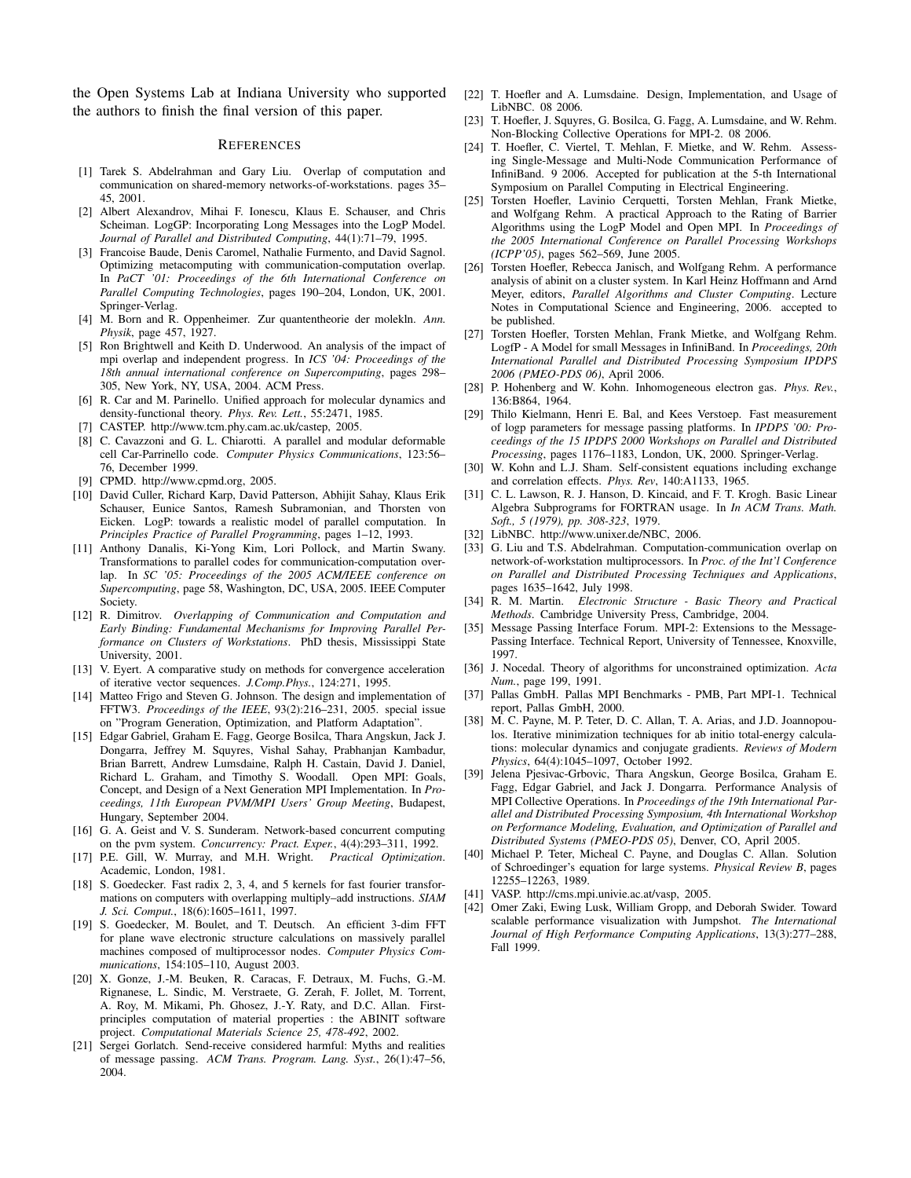the Open Systems Lab at Indiana University who supported the authors to finish the final version of this paper.

## References

[1] Tarek S. Abdelrahman and Gary Liu. Overlap of computation and communication on shared-memory networks-of-workstations. pages 35–45, 2001.

[2] Albert Alexandrov, Mihai F. Ionescu, Klaus E. Schauser, and Chris Scheiman. LogGP: Incorporating Long Messages into the LogP Model. *Journal of Parallel and Distributed Computing*, 44(1):71–79, 1995.

[3] Francoise Baude, Denis Caromel, Nathalie Furmento, and David Sagnol. Optimizing metacomputing with communication-computation overlap. In *PaCT '01: Proceedings of the 6th International Conference on Parallel Computing Technologies*, pages 190–204, London, UK, 2001. Springer-Verlag.

[4] M. Born and R. Oppenheimer. Zur quantentheorie der molekln. *Ann. Physik*, page 457, 1927.

[5] Ron Brightwell and Keith D. Underwood. An analysis of the impact of mpi overlap and independent progress. In *ICS '04: Proceedings of the 18th annual international conference on Supercomputing*, pages 298–305, New York, NY, USA, 2004. ACM Press.

[6] R. Car and M. Parinello. Unified approach for molecular dynamics and density-functional theory. *Phys. Rev. Lett.*, 55:2471, 1985.

[7] CASTEP. http://www.tcm.phy.cam.ac.uk/castep, 2005.

[8] C. Cavazzoni and G. L. Chiarotti. A parallel and modular deformable cell Car-Parrinello code. *Computer Physics Communications*, 123:56–76, December 1999.

[9] CPMD. http://www.cpmd.org, 2005.

[10] David Culler, Richard Karp, David Patterson, Abhijit Sahay, Klaus Erik Schauser, Eunice Santos, Ramesh Subramonian, and Thorsten von Eicken. LogP: towards a realistic model of parallel computation. In *Principles Practice of Parallel Programming*, pages 1–12, 1993.

[11] Anthony Danalis, Ki-Yong Kim, Lori Pollock, and Martin Swany. Transformations to parallel codes for communication-computation overlap. In *SC '05: Proceedings of the 2005 ACM/IEEE conference on Supercomputing*, page 58, Washington, DC, USA, 2005. IEEE Computer Society.

[12] R. Dimitrov. *Overlapping of Communication and Computation and Early Binding: Fundamental Mechanisms for Improving Parallel Performance on Clusters of Workstations*. PhD thesis, Mississippi State University, 2001.

[13] V. Eyert. A comparative study on methods for convergence acceleration of iterative vector sequences. *J.Comp.Phys.*, 124:271, 1995.

[14] Matteo Frigo and Steven G. Johnson. The design and implementation of FFTW3. *Proceedings of the IEEE*, 93(2):216–231, 2005. special issue on "Program Generation, Optimization, and Platform Adaptation".

[15] Edgar Gabriel, Graham E. Fagg, George Bosilca, Thara Angskun, Jack J. Dongarra, Jeffrey M. Squyres, Vishal Sahay, Prabhanjan Kambadur, Brian Barrett, Andrew Lumsdaine, Ralph H. Castain, David J. Daniel, Richard L. Graham, and Timothy S. Woodall. Open MPI: Goals, Concept, and Design of a Next Generation MPI Implementation. In *Proceedings, 11th European PVM/MPI Users' Group Meeting*, Budapest, Hungary, September 2004.

[16] G. A. Geist and V. S. Sunderam. Network-based concurrent computing on the pvm system. *Concurrency: Pract. Exper.*, 4(4):293–311, 1992.

[17] P.E. Gill, W. Murray, and M.H. Wright. *Practical Optimization*. Academic, London, 1981.

[18] S. Goedecker. Fast radix 2, 3, 4, and 5 kernels for fast fourier transformations on computers with overlapping multiply–add instructions. *SIAM J. Sci. Comput.*, 18(6):1605–1611, 1997.

[19] S. Goedecker, M. Boulet, and T. Deutsch. An efficient 3-dim FFT for plane wave electronic structure calculations on massively parallel machines composed of multiprocessor nodes. *Computer Physics Communications*, 154:105–110, August 2003.

[20] X. Gonze, J.-M. Beuken, R. Caracas, F. Detraux, M. Fuchs, G.-M. Rignanese, L. Sindic, M. Verstraete, G. Zerah, F. Jollet, M. Torrent, A. Roy, M. Mikami, Ph. Ghosez, J.-Y. Raty, and D.C. Allan. First-principles computation of material properties : the ABINIT software project. *Computational Materials Science 25, 478-492*, 2002.

[21] Sergei Gorlatch. Send-receive considered harmful: Myths and realities of message passing. *ACM Trans. Program. Lang. Syst.*, 26(1):47–56, 2004.

[22] T. Hoefler and A. Lumsdaine. Design, Implementation, and Usage of LibNBC. 08 2006.

[23] T. Hoefler, J. Squyres, G. Bosilca, G. Fagg, A. Lumsdaine, and W. Rehm. Non-Blocking Collective Operations for MPI-2. 08 2006.

[24] T. Hoefler, C. Viertel, T. Mehlan, F. Mietke, and W. Rehm. Assessing Single-Message and Multi-Node Communication Performance of InfiniBand. 9 2006. Accepted for publication at the 5-th International Symposium on Parallel Computing in Electrical Engineering.

[25] Torsten Hoefler, Lavinio Cerquetti, Torsten Mehlan, Frank Mietke, and Wolfgang Rehm. A practical Approach to the Rating of Barrier Algorithms using the LogP Model and Open MPI. In *Proceedings of the 2005 International Conference on Parallel Processing Workshops (ICPP'05)*, pages 562–569, June 2005.

[26] Torsten Hoefler, Rebecca Janisch, and Wolfgang Rehm. A performance analysis of abinit on a cluster system. In Karl Heinz Hoffmann and Arnd Meyer, editors, *Parallel Algorithms and Cluster Computing*. Lecture Notes in Computational Science and Engineering, 2006. accepted to be published.

[27] Torsten Hoefler, Torsten Mehlan, Frank Mietke, and Wolfgang Rehm. LogfP - A Model for small Messages in InfiniBand. In *Proceedings, 20th International Parallel and Distributed Processing Symposium IPDPS 2006 (PMEO-PDS 06)*, April 2006.

[28] P. Hohenberg and W. Kohn. Inhomogeneous electron gas. *Phys. Rev.*, 136:B864, 1964.

[29] Thilo Kielmann, Henri E. Bal, and Kees Verstoep. Fast measurement of logp parameters for message passing platforms. In *IPDPS '00: Proceedings of the 15 IPDPS 2000 Workshops on Parallel and Distributed Processing*, pages 1176–1183, London, UK, 2000. Springer-Verlag.

[30] W. Kohn and L.J. Sham. Self-consistent equations including exchange and correlation effects. *Phys. Rev*, 140:A1133, 1965.

[31] C. L. Lawson, R. J. Hanson, D. Kincaid, and F. T. Krogh. Basic Linear Algebra Subprograms for FORTRAN usage. In *In ACM Trans. Math. Soft., 5 (1979), pp. 308-323*, 1979.

[32] LibNBC. http://www.unixer.de/NBC, 2006.

[33] G. Liu and T.S. Abdelrahman. Computation-communication overlap on network-of-workstation multiprocessors. In *Proc. of the Int'l Conference on Parallel and Distributed Processing Techniques and Applications*, pages 1635–1642, July 1998.

[34] R. M. Martin. *Electronic Structure - Basic Theory and Practical Methods*. Cambridge University Press, Cambridge, 2004.

[35] Message Passing Interface Forum. MPI-2: Extensions to the Message-Passing Interface. Technical Report, University of Tennessee, Knoxville, 1997.

[36] J. Nocedal. Theory of algorithms for unconstrained optimization. *Acta Num.*, page 199, 1991.

[37] Pallas GmbH. Pallas MPI Benchmarks - PMB, Part MPI-1. Technical report, Pallas GmbH, 2000.

[38] M. C. Payne, M. P. Teter, D. C. Allan, T. A. Arias, and J.D. Joannopoulos. Iterative minimization techniques for ab initio total-energy calculations: molecular dynamics and conjugate gradients. *Reviews of Modern Physics*, 64(4):1045–1097, October 1992.

[39] Jelena Pjesivac-Grbovic, Thara Angskun, George Bosilca, Graham E. Fagg, Edgar Gabriel, and Jack J. Dongarra. Performance Analysis of MPI Collective Operations. In *Proceedings of the 19th International Parallel and Distributed Processing Symposium, 4th International Workshop on Performance Modeling, Evaluation, and Optimization of Parallel and Distributed Systems (PMEO-PDS 05)*, Denver, CO, April 2005.

[40] Michael P. Teter, Micheal C. Payne, and Douglas C. Allan. Solution of Schroedinger's equation for large systems. *Physical Review B*, pages 12255–12263, 1989.

[41] VASP. http://cms.mpi.univie.ac.at/vasp, 2005.

[42] Omer Zaki, Ewing Lusk, William Gropp, and Deborah Swider. Toward scalable performance visualization with Jumpshot. *The International Journal of High Performance Computing Applications*, 13(3):277–288, Fall 1999.